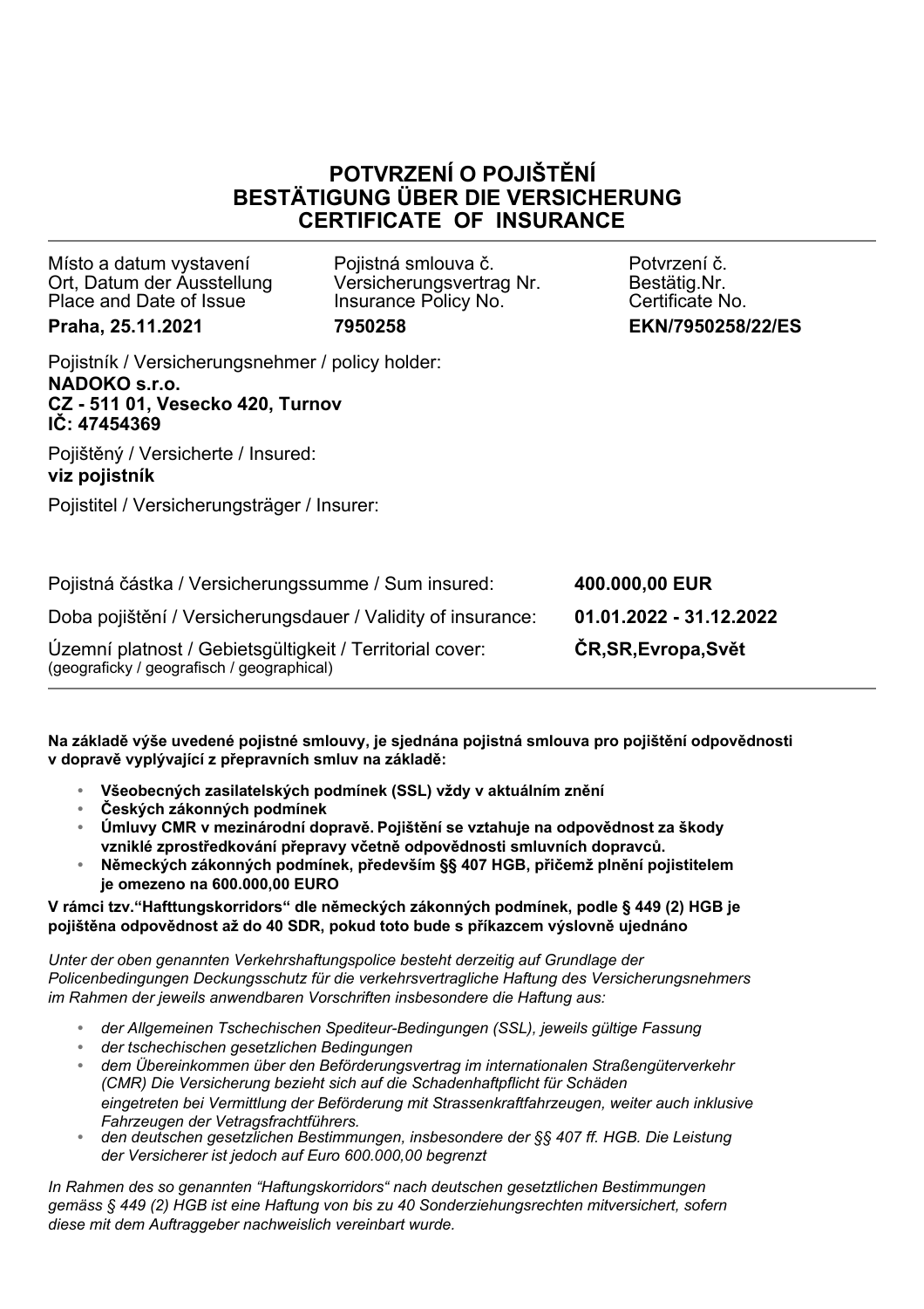# POTVRZENÍ O POJIŠTĚNÍ
# BESTÄTIGUNG ÜBER DIE VERSICHERUNG
# CERTIFICATE OF INSURANCE

| Místo a datum vystavení<br>Ort, Datum der Ausstellung<br>Place and Date of Issue | Pojistná smlouva č.<br>Versicherungsvertrag Nr.<br>Insurance Policy No. | Potvrzení č.<br>Bestätig.Nr.<br>Certificate No. |
|---|---|---|
| **Praha, 25.11.2021** | **7950258** | **EKN/7950258/22/ES** |

Pojistník / Versicherungsnehmer / policy holder:
**NADOKO s.r.o.**
**CZ - 511 01, Vesecko 420, Turnov**
**IČ: 47454369**

Pojištěný / Versicherte / Insured:
**viz pojistník**

Pojistitel / Versicherungsträger / Insurer:

| | |
|---|---|
| Pojistná částka / Versicherungssumme / Sum insured: | **400.000,00 EUR** |
| Doba pojištění / Versicherungsdauer / Validity of insurance: | **01.01.2022 - 31.12.2022** |
| Územní platnost / Gebietsgültigkeit / Territorial cover:<br>(geograficky / geografisch / geographical) | **ČR,SR,Evropa,Svět** |

**Na základě výše uvedené pojistné smlouvy, je sjednána pojistná smlouva pro pojištění odpovědnosti v dopravě vyplývající z přepravních smluv na základě:**

- **Všeobecných zasilatelských podmínek (SSL) vždy v aktuálním znění**
- **Českých zákonných podmínek**
- **Úmluvy CMR v mezinárodní dopravě. Pojištění se vztahuje na odpovědnost za škody vzniklé zprostředkování přepravy včetně odpovědnosti smluvních dopravců.**
- **Německých zákonných podmínek, především §§ 407 HGB, přičemž plnění pojistitelem je omezeno na 600.000,00 EURO**

**V rámci tzv."Hafttungskorridors" dle německých zákonných podmínek, podle § 449 (2) HGB je pojištěna odpovědnost až do 40 SDR, pokud toto bude s příkazcem výslovně ujednáno**

*Unter der oben genannten Verkehrshaftungspolice besteht derzeitig auf Grundlage der Policenbedingungen Deckungsschutz für die verkehrsvertragliche Haftung des Versicherungsnehmers im Rahmen der jeweils anwendbaren Vorschriften insbesondere die Haftung aus:*

- *der Allgemeinen Tschechischen Spediteur-Bedingungen (SSL), jeweils gültige Fassung*
- *der tschechischen gesetzlichen Bedingungen*
- *dem Übereinkommen über den Beförderungsvertrag im internationalen Straßengüterverkehr (CMR) Die Versicherung bezieht sich auf die Schadenhaftpflicht für Schäden eingetreten bei Vermittlung der Beförderung mit Strassenkraftfahrzeugen, weiter auch inklusive Fahrzeugen der Vetragsfrachtführers.*
- *den deutschen gesetzlichen Bestimmungen, insbesondere der §§ 407 ff. HGB. Die Leistung der Versicherer ist jedoch auf Euro 600.000,00 begrenzt*

*In Rahmen des so genannten "Haftungskorridors" nach deutschen gesetztlichen Bestimmungen gemäss § 449 (2) HGB ist eine Haftung von bis zu 40 Sonderziehungsrechten mitversichert, sofern diese mit dem Auftraggeber nachweislich vereinbart wurde.*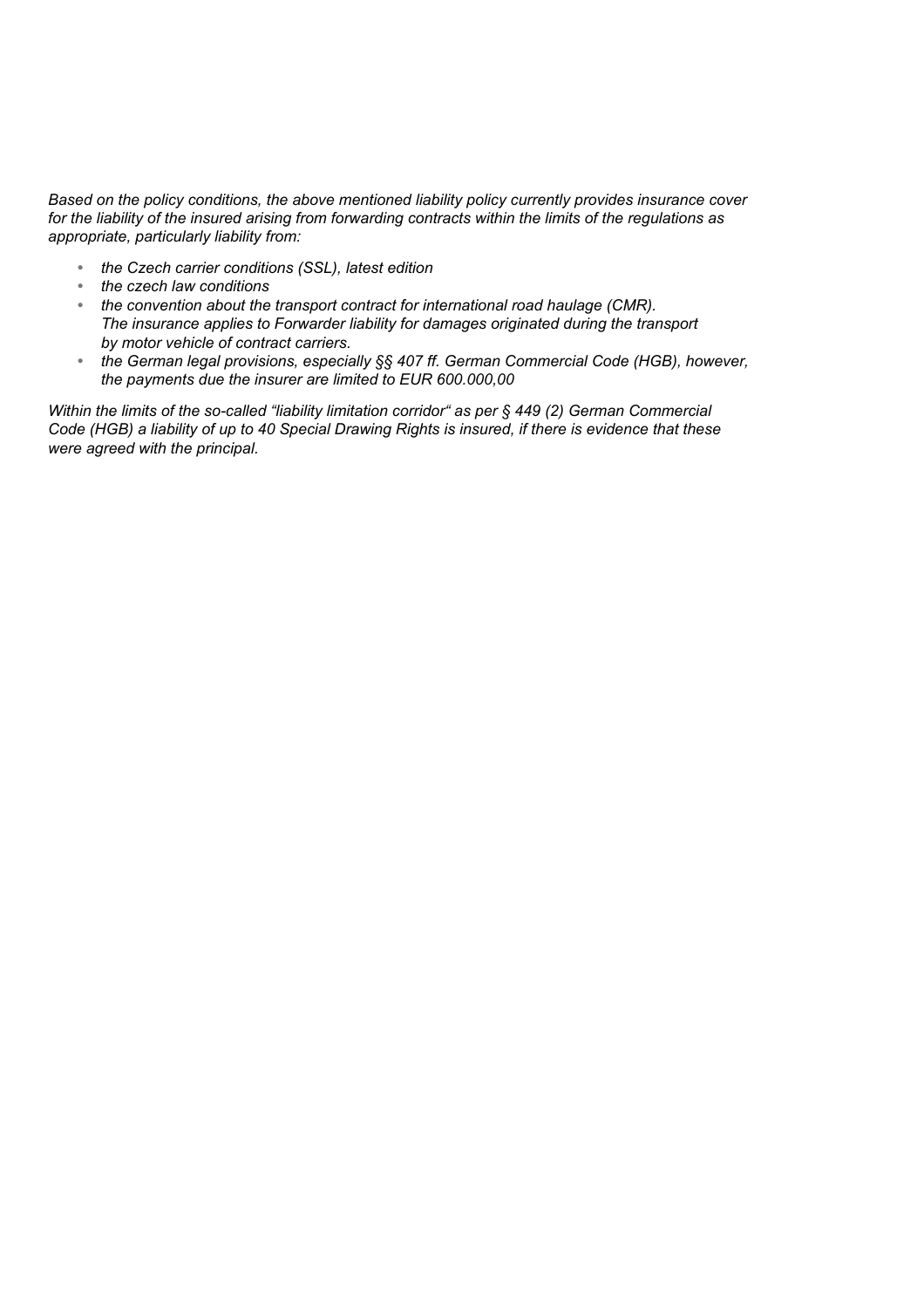*Based on the policy conditions, the above mentioned liability policy currently provides insurance cover for the liability of the insured arising from forwarding contracts within the limits of the regulations as appropriate, particularly liability from:*

- *the Czech carrier conditions (SSL), latest edition*
- *the czech law conditions*
- *the convention about the transport contract for international road haulage (CMR). The insurance applies to Forwarder liability for damages originated during the transport by motor vehicle of contract carriers.*
- *the German legal provisions, especially §§ 407 ff. German Commercial Code (HGB), however, the payments due the insurer are limited to EUR 600.000,00*

*Within the limits of the so-called “liability limitation corridor“ as per § 449 (2) German Commercial Code (HGB) a liability of up to 40 Special Drawing Rights is insured, if there is evidence that these were agreed with the principal.*